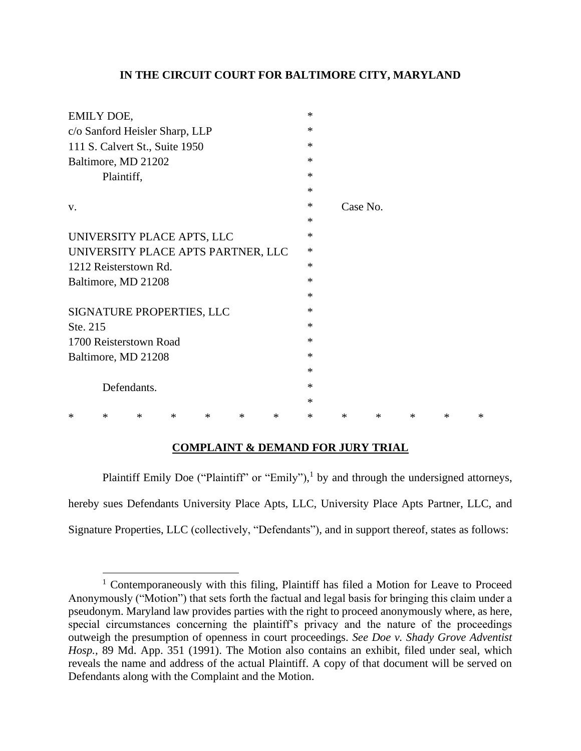**IN THE CIRCUIT COURT FOR BALTIMORE CITY, MARYLAND**

EMILY DOE,
c/o Sanford Heisler Sharp, LLP
111 S. Calvert St., Suite 1950
Baltimore, MD 21202
Plaintiff,

v. — Case No.

UNIVERSITY PLACE APTS, LLC
UNIVERSITY PLACE APTS PARTNER, LLC
1212 Reisterstown Rd.
Baltimore, MD 21208

SIGNATURE PROPERTIES, LLC
Ste. 215
1700 Reisterstown Road
Baltimore, MD 21208

Defendants.

\* \* \* \* \* \* \* \* \* \* \* \* \*

**COMPLAINT & DEMAND FOR JURY TRIAL**

Plaintiff Emily Doe ("Plaintiff" or "Emily"),[1] by and through the undersigned attorneys, hereby sues Defendants University Place Apts, LLC, University Place Apts Partner, LLC, and Signature Properties, LLC (collectively, "Defendants"), and in support thereof, states as follows:

[1] Contemporaneously with this filing, Plaintiff has filed a Motion for Leave to Proceed Anonymously ("Motion") that sets forth the factual and legal basis for bringing this claim under a pseudonym. Maryland law provides parties with the right to proceed anonymously where, as here, special circumstances concerning the plaintiff's privacy and the nature of the proceedings outweigh the presumption of openness in court proceedings. *See Doe v. Shady Grove Adventist Hosp.*, 89 Md. App. 351 (1991). The Motion also contains an exhibit, filed under seal, which reveals the name and address of the actual Plaintiff. A copy of that document will be served on Defendants along with the Complaint and the Motion.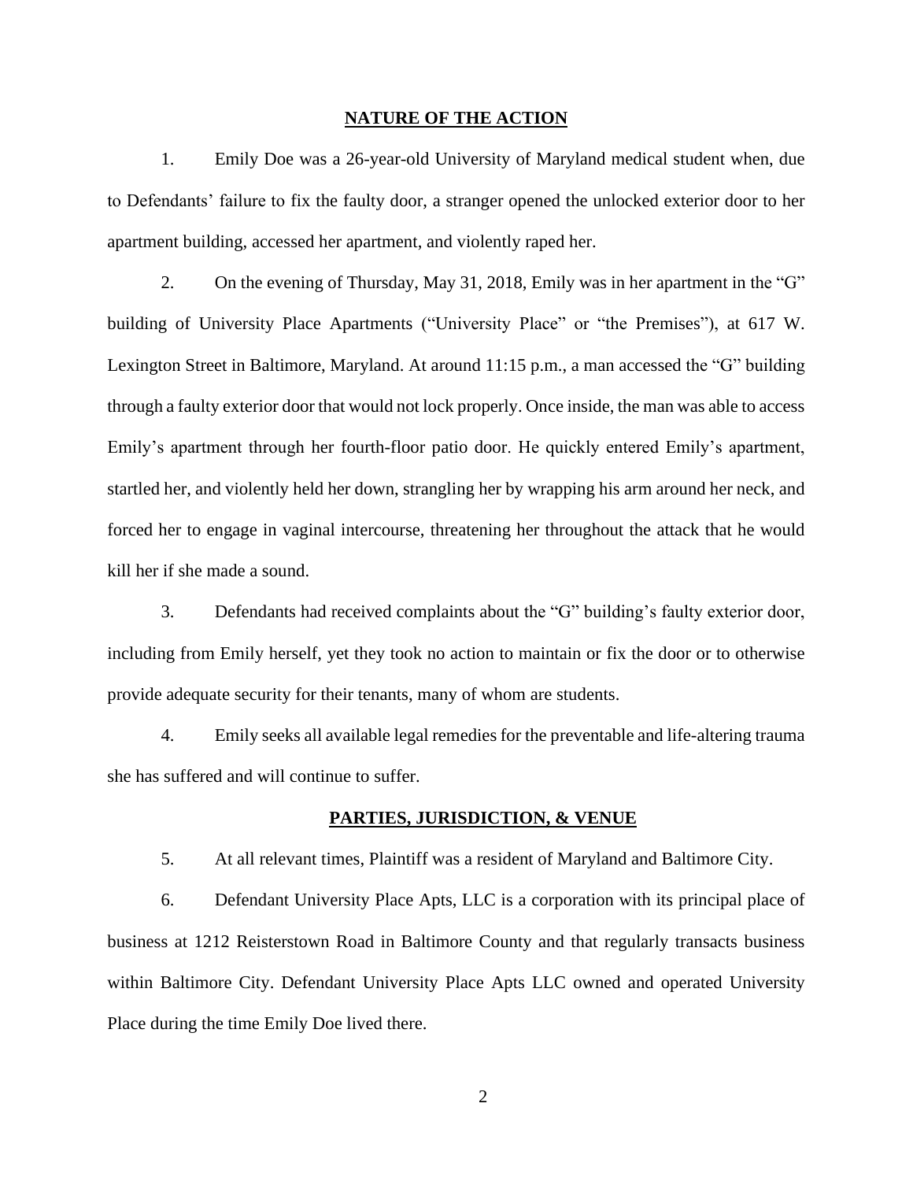## NATURE OF THE ACTION

1. Emily Doe was a 26-year-old University of Maryland medical student when, due to Defendants' failure to fix the faulty door, a stranger opened the unlocked exterior door to her apartment building, accessed her apartment, and violently raped her.

2. On the evening of Thursday, May 31, 2018, Emily was in her apartment in the "G" building of University Place Apartments ("University Place" or "the Premises"), at 617 W. Lexington Street in Baltimore, Maryland. At around 11:15 p.m., a man accessed the "G" building through a faulty exterior door that would not lock properly. Once inside, the man was able to access Emily's apartment through her fourth-floor patio door. He quickly entered Emily's apartment, startled her, and violently held her down, strangling her by wrapping his arm around her neck, and forced her to engage in vaginal intercourse, threatening her throughout the attack that he would kill her if she made a sound.

3. Defendants had received complaints about the "G" building's faulty exterior door, including from Emily herself, yet they took no action to maintain or fix the door or to otherwise provide adequate security for their tenants, many of whom are students.

4. Emily seeks all available legal remedies for the preventable and life-altering trauma she has suffered and will continue to suffer.

## PARTIES, JURISDICTION, & VENUE

5. At all relevant times, Plaintiff was a resident of Maryland and Baltimore City.

6. Defendant University Place Apts, LLC is a corporation with its principal place of business at 1212 Reisterstown Road in Baltimore County and that regularly transacts business within Baltimore City. Defendant University Place Apts LLC owned and operated University Place during the time Emily Doe lived there.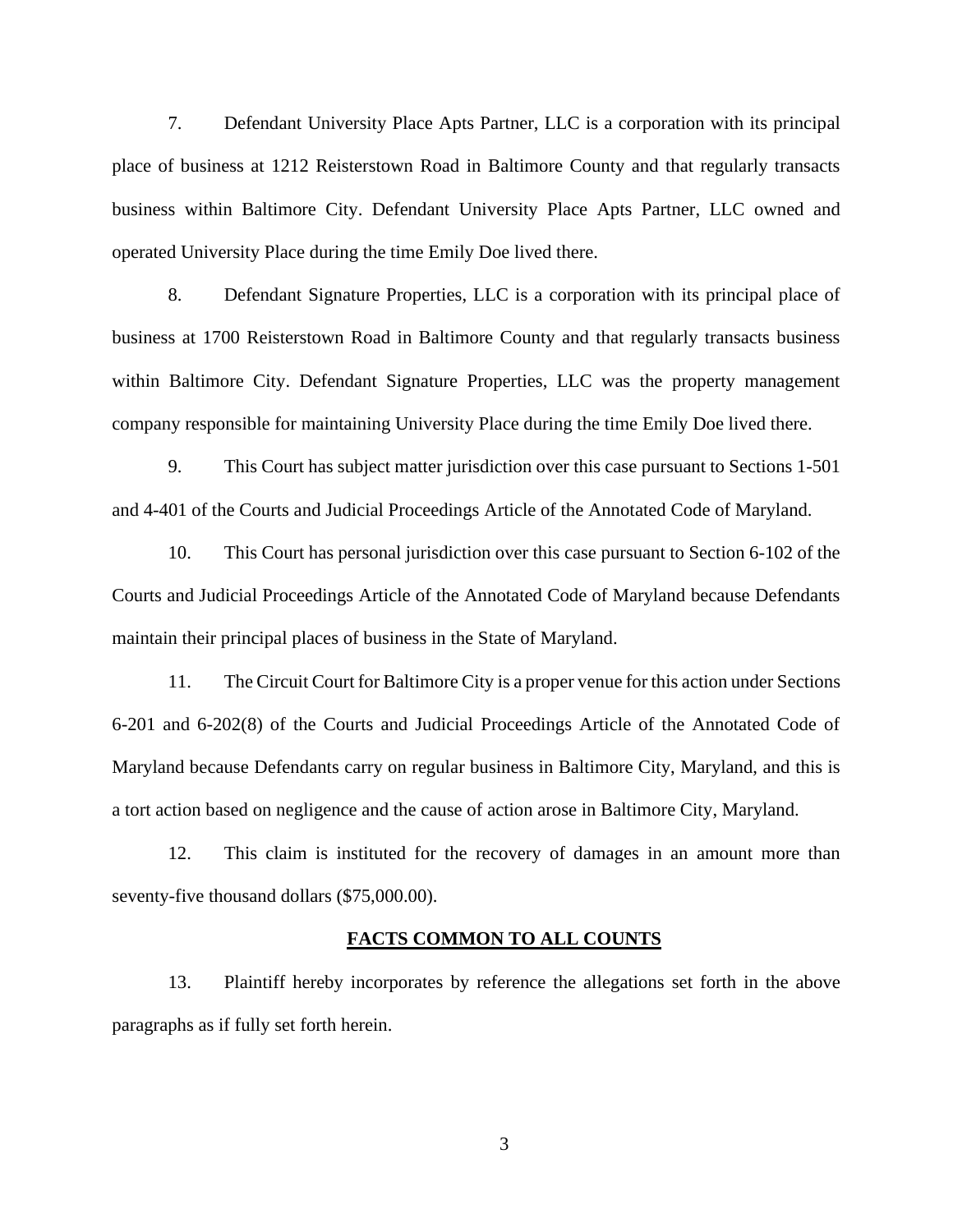7. Defendant University Place Apts Partner, LLC is a corporation with its principal place of business at 1212 Reisterstown Road in Baltimore County and that regularly transacts business within Baltimore City. Defendant University Place Apts Partner, LLC owned and operated University Place during the time Emily Doe lived there.

8. Defendant Signature Properties, LLC is a corporation with its principal place of business at 1700 Reisterstown Road in Baltimore County and that regularly transacts business within Baltimore City. Defendant Signature Properties, LLC was the property management company responsible for maintaining University Place during the time Emily Doe lived there.

9. This Court has subject matter jurisdiction over this case pursuant to Sections 1-501 and 4-401 of the Courts and Judicial Proceedings Article of the Annotated Code of Maryland.

10. This Court has personal jurisdiction over this case pursuant to Section 6-102 of the Courts and Judicial Proceedings Article of the Annotated Code of Maryland because Defendants maintain their principal places of business in the State of Maryland.

11. The Circuit Court for Baltimore City is a proper venue for this action under Sections 6-201 and 6-202(8) of the Courts and Judicial Proceedings Article of the Annotated Code of Maryland because Defendants carry on regular business in Baltimore City, Maryland, and this is a tort action based on negligence and the cause of action arose in Baltimore City, Maryland.

12. This claim is instituted for the recovery of damages in an amount more than seventy-five thousand dollars ($75,000.00).

## FACTS COMMON TO ALL COUNTS

13. Plaintiff hereby incorporates by reference the allegations set forth in the above paragraphs as if fully set forth herein.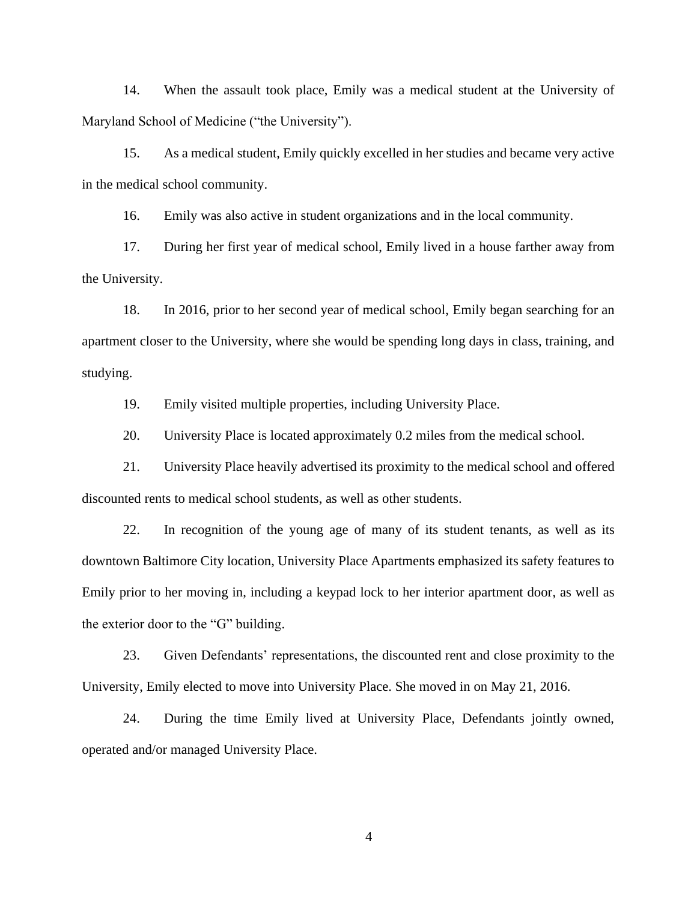14. When the assault took place, Emily was a medical student at the University of Maryland School of Medicine ("the University").

15. As a medical student, Emily quickly excelled in her studies and became very active in the medical school community.

16. Emily was also active in student organizations and in the local community.

17. During her first year of medical school, Emily lived in a house farther away from the University.

18. In 2016, prior to her second year of medical school, Emily began searching for an apartment closer to the University, where she would be spending long days in class, training, and studying.

19. Emily visited multiple properties, including University Place.

20. University Place is located approximately 0.2 miles from the medical school.

21. University Place heavily advertised its proximity to the medical school and offered discounted rents to medical school students, as well as other students.

22. In recognition of the young age of many of its student tenants, as well as its downtown Baltimore City location, University Place Apartments emphasized its safety features to Emily prior to her moving in, including a keypad lock to her interior apartment door, as well as the exterior door to the "G" building.

23. Given Defendants' representations, the discounted rent and close proximity to the University, Emily elected to move into University Place. She moved in on May 21, 2016.

24. During the time Emily lived at University Place, Defendants jointly owned, operated and/or managed University Place.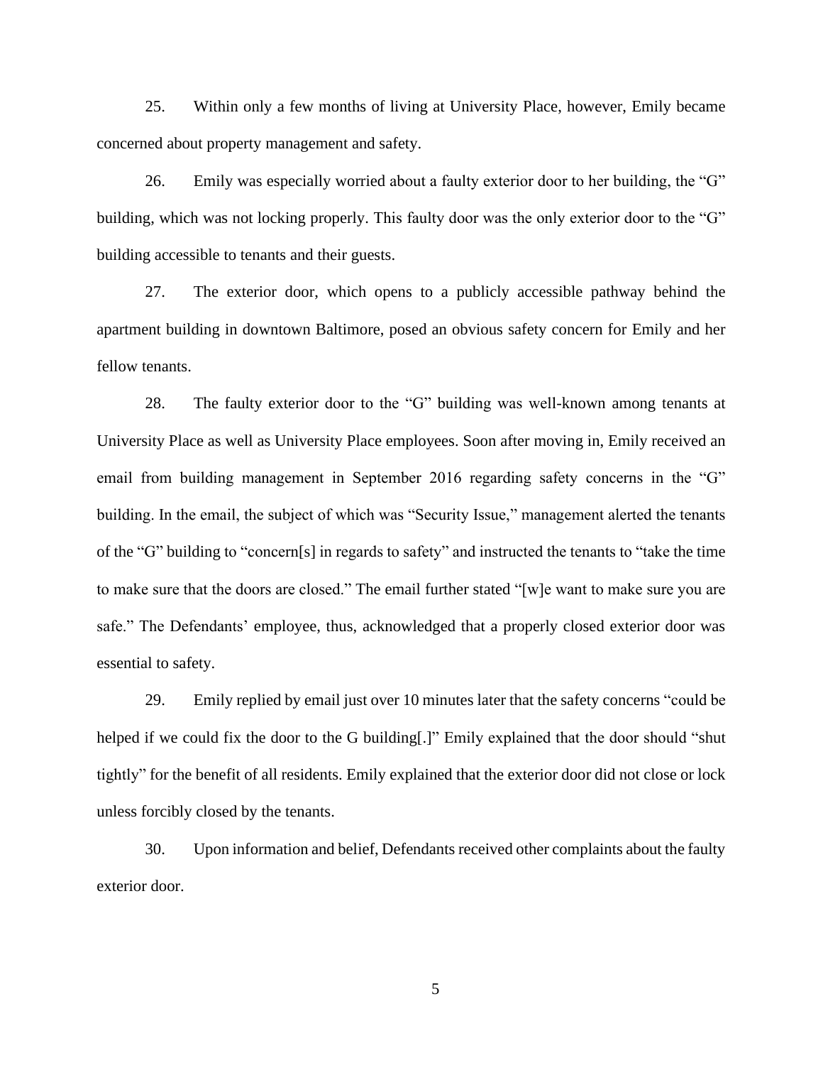25. Within only a few months of living at University Place, however, Emily became concerned about property management and safety.

26. Emily was especially worried about a faulty exterior door to her building, the "G" building, which was not locking properly. This faulty door was the only exterior door to the "G" building accessible to tenants and their guests.

27. The exterior door, which opens to a publicly accessible pathway behind the apartment building in downtown Baltimore, posed an obvious safety concern for Emily and her fellow tenants.

28. The faulty exterior door to the "G" building was well-known among tenants at University Place as well as University Place employees. Soon after moving in, Emily received an email from building management in September 2016 regarding safety concerns in the "G" building. In the email, the subject of which was "Security Issue," management alerted the tenants of the "G" building to "concern[s] in regards to safety" and instructed the tenants to "take the time to make sure that the doors are closed." The email further stated "[w]e want to make sure you are safe." The Defendants' employee, thus, acknowledged that a properly closed exterior door was essential to safety.

29. Emily replied by email just over 10 minutes later that the safety concerns "could be helped if we could fix the door to the G building[.]" Emily explained that the door should "shut tightly" for the benefit of all residents. Emily explained that the exterior door did not close or lock unless forcibly closed by the tenants.

30. Upon information and belief, Defendants received other complaints about the faulty exterior door.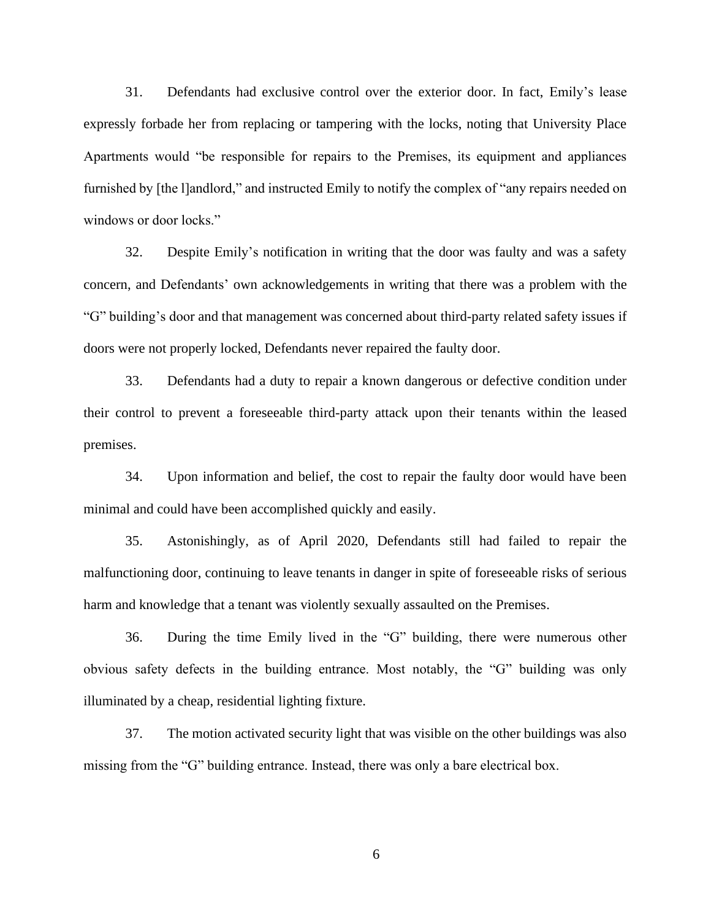31. Defendants had exclusive control over the exterior door. In fact, Emily's lease expressly forbade her from replacing or tampering with the locks, noting that University Place Apartments would "be responsible for repairs to the Premises, its equipment and appliances furnished by [the l]andlord," and instructed Emily to notify the complex of "any repairs needed on windows or door locks."

32. Despite Emily's notification in writing that the door was faulty and was a safety concern, and Defendants' own acknowledgements in writing that there was a problem with the "G" building's door and that management was concerned about third-party related safety issues if doors were not properly locked, Defendants never repaired the faulty door.

33. Defendants had a duty to repair a known dangerous or defective condition under their control to prevent a foreseeable third-party attack upon their tenants within the leased premises.

34. Upon information and belief, the cost to repair the faulty door would have been minimal and could have been accomplished quickly and easily.

35. Astonishingly, as of April 2020, Defendants still had failed to repair the malfunctioning door, continuing to leave tenants in danger in spite of foreseeable risks of serious harm and knowledge that a tenant was violently sexually assaulted on the Premises.

36. During the time Emily lived in the "G" building, there were numerous other obvious safety defects in the building entrance. Most notably, the "G" building was only illuminated by a cheap, residential lighting fixture.

37. The motion activated security light that was visible on the other buildings was also missing from the "G" building entrance. Instead, there was only a bare electrical box.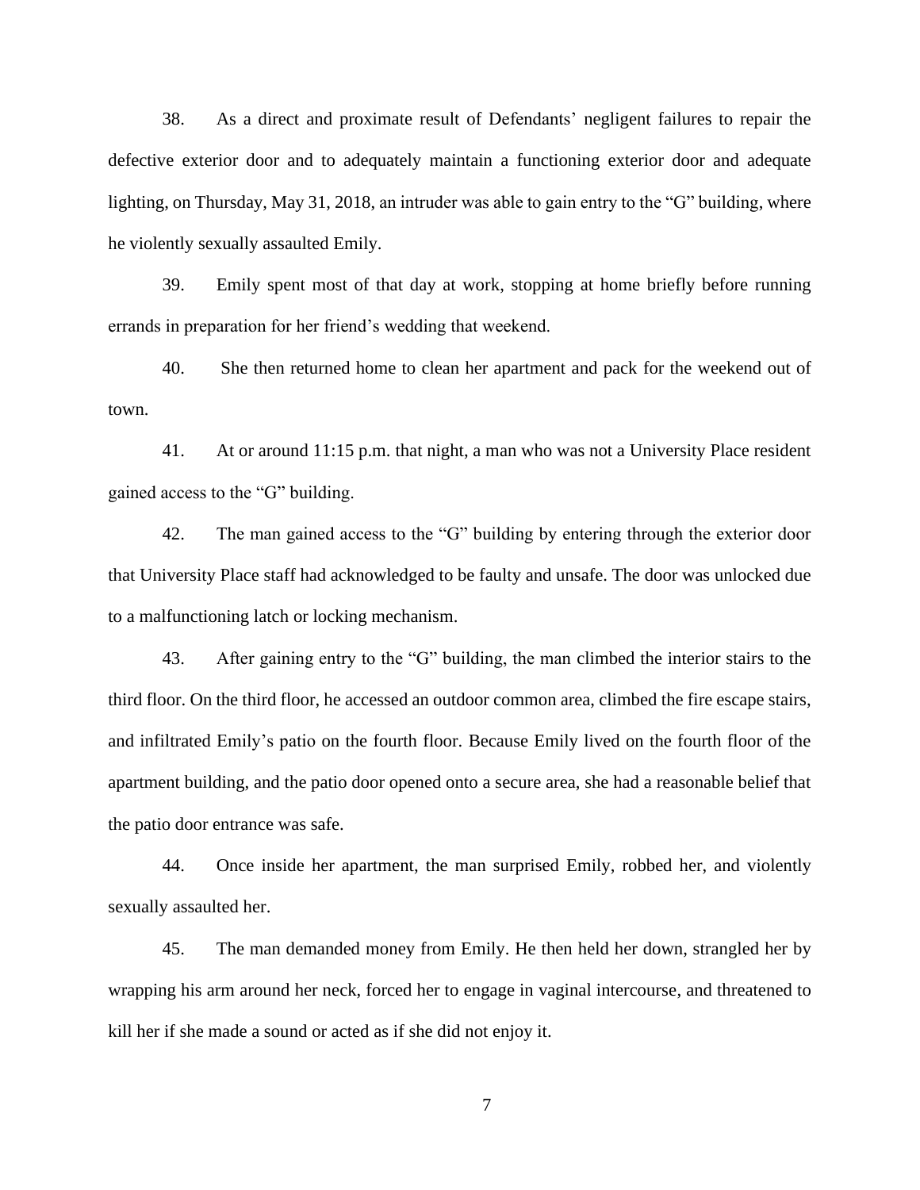38. As a direct and proximate result of Defendants' negligent failures to repair the defective exterior door and to adequately maintain a functioning exterior door and adequate lighting, on Thursday, May 31, 2018, an intruder was able to gain entry to the "G" building, where he violently sexually assaulted Emily.

39. Emily spent most of that day at work, stopping at home briefly before running errands in preparation for her friend's wedding that weekend.

40. She then returned home to clean her apartment and pack for the weekend out of town.

41. At or around 11:15 p.m. that night, a man who was not a University Place resident gained access to the "G" building.

42. The man gained access to the "G" building by entering through the exterior door that University Place staff had acknowledged to be faulty and unsafe. The door was unlocked due to a malfunctioning latch or locking mechanism.

43. After gaining entry to the "G" building, the man climbed the interior stairs to the third floor. On the third floor, he accessed an outdoor common area, climbed the fire escape stairs, and infiltrated Emily's patio on the fourth floor. Because Emily lived on the fourth floor of the apartment building, and the patio door opened onto a secure area, she had a reasonable belief that the patio door entrance was safe.

44. Once inside her apartment, the man surprised Emily, robbed her, and violently sexually assaulted her.

45. The man demanded money from Emily. He then held her down, strangled her by wrapping his arm around her neck, forced her to engage in vaginal intercourse, and threatened to kill her if she made a sound or acted as if she did not enjoy it.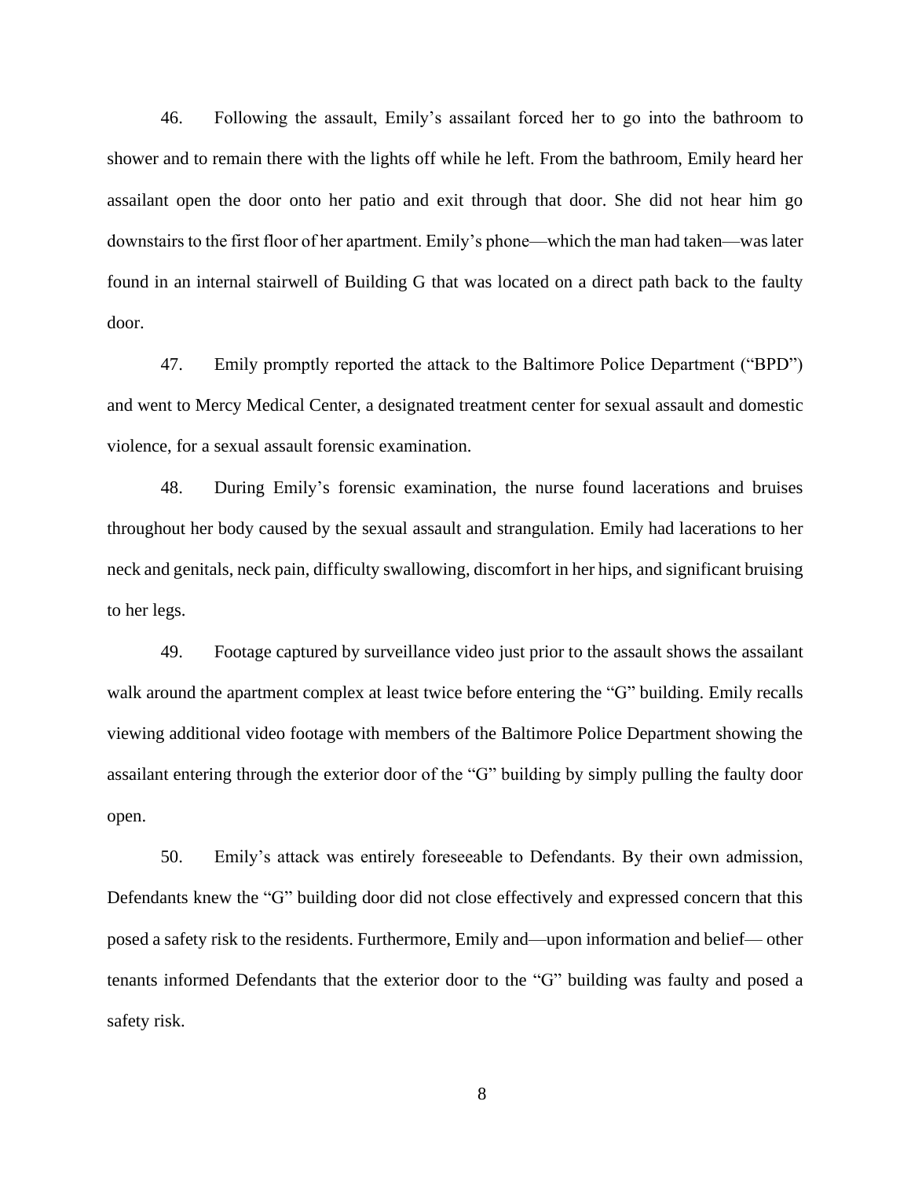46. Following the assault, Emily's assailant forced her to go into the bathroom to shower and to remain there with the lights off while he left. From the bathroom, Emily heard her assailant open the door onto her patio and exit through that door. She did not hear him go downstairs to the first floor of her apartment. Emily's phone—which the man had taken—was later found in an internal stairwell of Building G that was located on a direct path back to the faulty door.

47. Emily promptly reported the attack to the Baltimore Police Department ("BPD") and went to Mercy Medical Center, a designated treatment center for sexual assault and domestic violence, for a sexual assault forensic examination.

48. During Emily's forensic examination, the nurse found lacerations and bruises throughout her body caused by the sexual assault and strangulation. Emily had lacerations to her neck and genitals, neck pain, difficulty swallowing, discomfort in her hips, and significant bruising to her legs.

49. Footage captured by surveillance video just prior to the assault shows the assailant walk around the apartment complex at least twice before entering the "G" building. Emily recalls viewing additional video footage with members of the Baltimore Police Department showing the assailant entering through the exterior door of the "G" building by simply pulling the faulty door open.

50. Emily's attack was entirely foreseeable to Defendants. By their own admission, Defendants knew the "G" building door did not close effectively and expressed concern that this posed a safety risk to the residents. Furthermore, Emily and—upon information and belief— other tenants informed Defendants that the exterior door to the "G" building was faulty and posed a safety risk.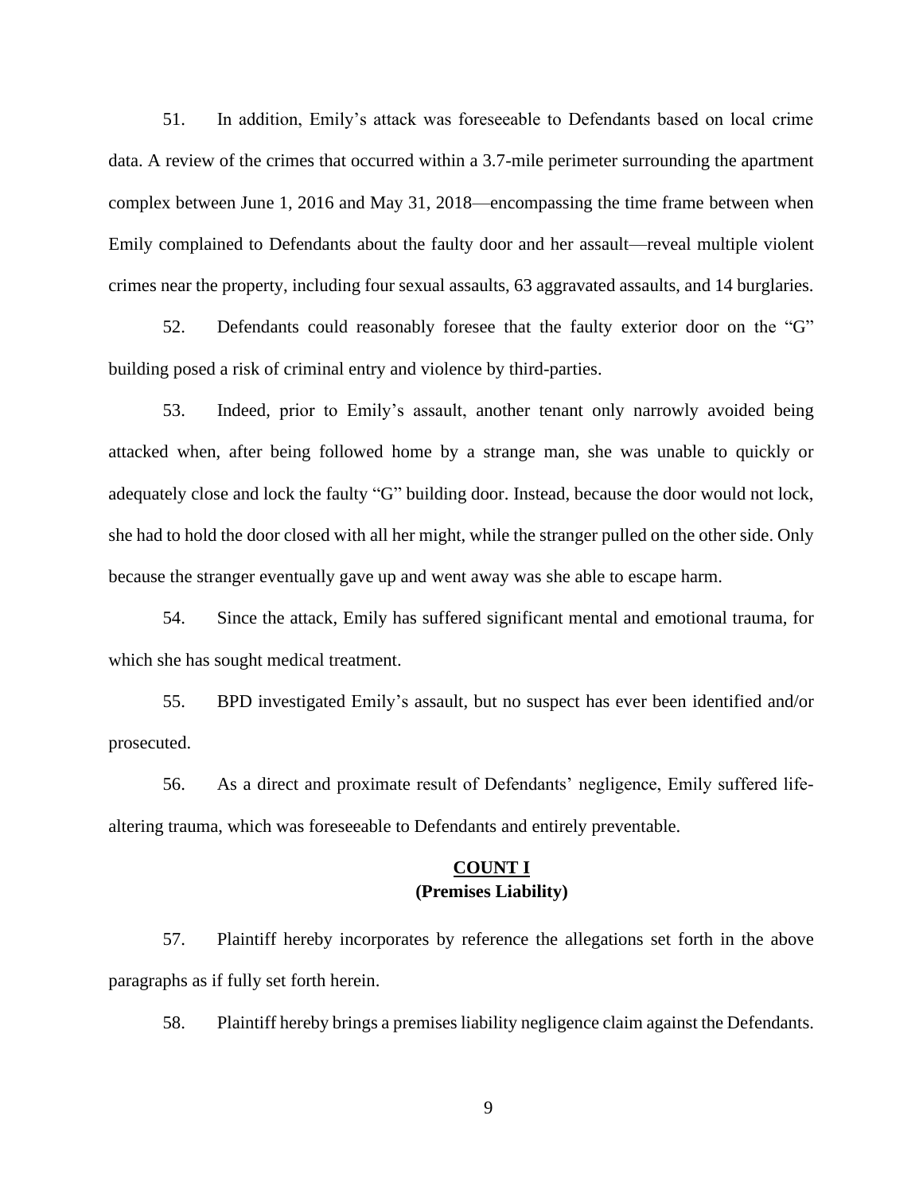51. In addition, Emily's attack was foreseeable to Defendants based on local crime data. A review of the crimes that occurred within a 3.7-mile perimeter surrounding the apartment complex between June 1, 2016 and May 31, 2018—encompassing the time frame between when Emily complained to Defendants about the faulty door and her assault—reveal multiple violent crimes near the property, including four sexual assaults, 63 aggravated assaults, and 14 burglaries.

52. Defendants could reasonably foresee that the faulty exterior door on the "G" building posed a risk of criminal entry and violence by third-parties.

53. Indeed, prior to Emily's assault, another tenant only narrowly avoided being attacked when, after being followed home by a strange man, she was unable to quickly or adequately close and lock the faulty "G" building door. Instead, because the door would not lock, she had to hold the door closed with all her might, while the stranger pulled on the other side. Only because the stranger eventually gave up and went away was she able to escape harm.

54. Since the attack, Emily has suffered significant mental and emotional trauma, for which she has sought medical treatment.

55. BPD investigated Emily's assault, but no suspect has ever been identified and/or prosecuted.

56. As a direct and proximate result of Defendants' negligence, Emily suffered life-altering trauma, which was foreseeable to Defendants and entirely preventable.

## COUNT I
**(Premises Liability)**

57. Plaintiff hereby incorporates by reference the allegations set forth in the above paragraphs as if fully set forth herein.

58. Plaintiff hereby brings a premises liability negligence claim against the Defendants.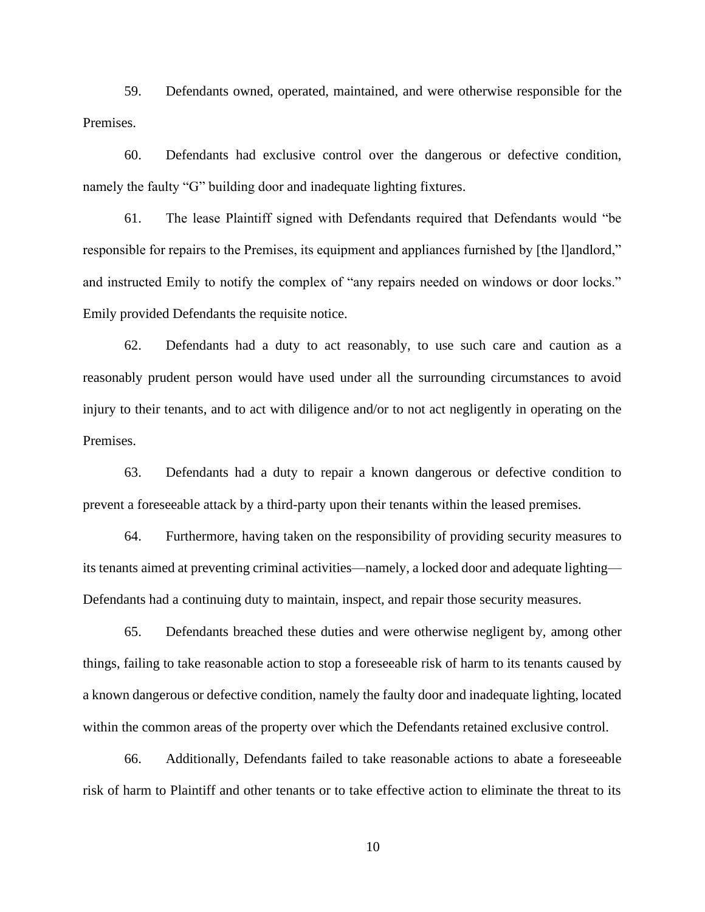59. Defendants owned, operated, maintained, and were otherwise responsible for the Premises.

60. Defendants had exclusive control over the dangerous or defective condition, namely the faulty "G" building door and inadequate lighting fixtures.

61. The lease Plaintiff signed with Defendants required that Defendants would "be responsible for repairs to the Premises, its equipment and appliances furnished by [the l]andlord," and instructed Emily to notify the complex of "any repairs needed on windows or door locks." Emily provided Defendants the requisite notice.

62. Defendants had a duty to act reasonably, to use such care and caution as a reasonably prudent person would have used under all the surrounding circumstances to avoid injury to their tenants, and to act with diligence and/or to not act negligently in operating on the Premises.

63. Defendants had a duty to repair a known dangerous or defective condition to prevent a foreseeable attack by a third-party upon their tenants within the leased premises.

64. Furthermore, having taken on the responsibility of providing security measures to its tenants aimed at preventing criminal activities—namely, a locked door and adequate lighting—Defendants had a continuing duty to maintain, inspect, and repair those security measures.

65. Defendants breached these duties and were otherwise negligent by, among other things, failing to take reasonable action to stop a foreseeable risk of harm to its tenants caused by a known dangerous or defective condition, namely the faulty door and inadequate lighting, located within the common areas of the property over which the Defendants retained exclusive control.

66. Additionally, Defendants failed to take reasonable actions to abate a foreseeable risk of harm to Plaintiff and other tenants or to take effective action to eliminate the threat to its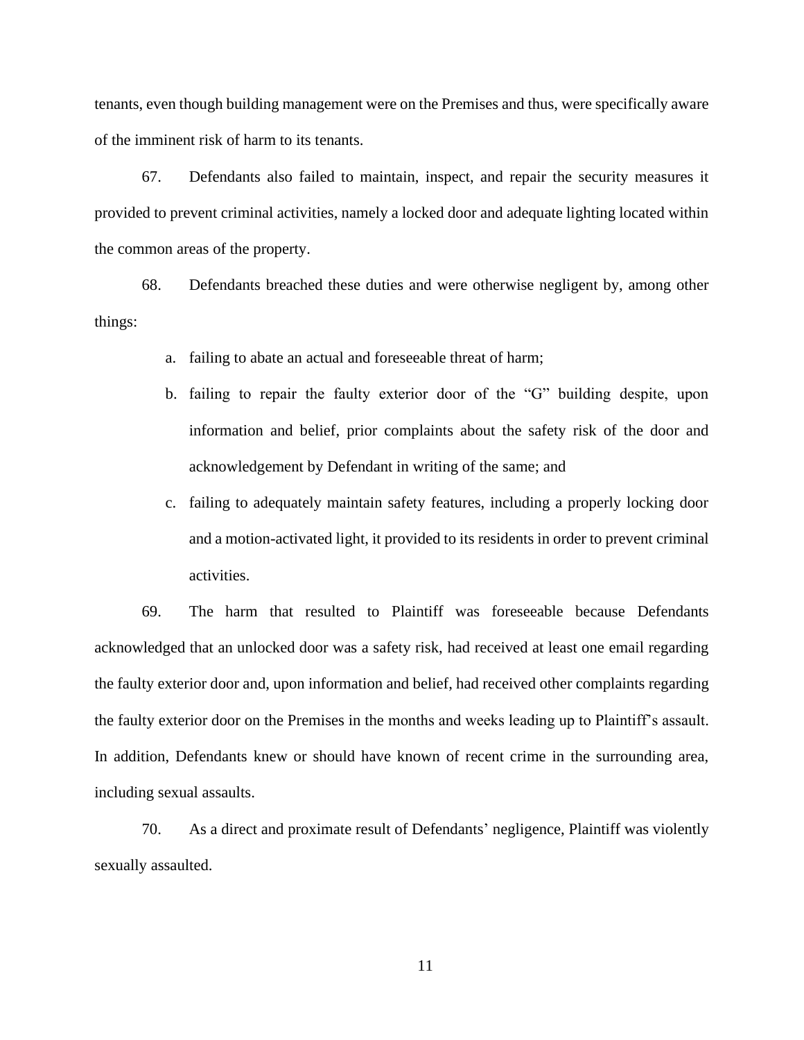tenants, even though building management were on the Premises and thus, were specifically aware of the imminent risk of harm to its tenants.

67. Defendants also failed to maintain, inspect, and repair the security measures it provided to prevent criminal activities, namely a locked door and adequate lighting located within the common areas of the property.

68. Defendants breached these duties and were otherwise negligent by, among other things:

a. failing to abate an actual and foreseeable threat of harm;

b. failing to repair the faulty exterior door of the "G" building despite, upon information and belief, prior complaints about the safety risk of the door and acknowledgement by Defendant in writing of the same; and

c. failing to adequately maintain safety features, including a properly locking door and a motion-activated light, it provided to its residents in order to prevent criminal activities.

69. The harm that resulted to Plaintiff was foreseeable because Defendants acknowledged that an unlocked door was a safety risk, had received at least one email regarding the faulty exterior door and, upon information and belief, had received other complaints regarding the faulty exterior door on the Premises in the months and weeks leading up to Plaintiff's assault. In addition, Defendants knew or should have known of recent crime in the surrounding area, including sexual assaults.

70. As a direct and proximate result of Defendants' negligence, Plaintiff was violently sexually assaulted.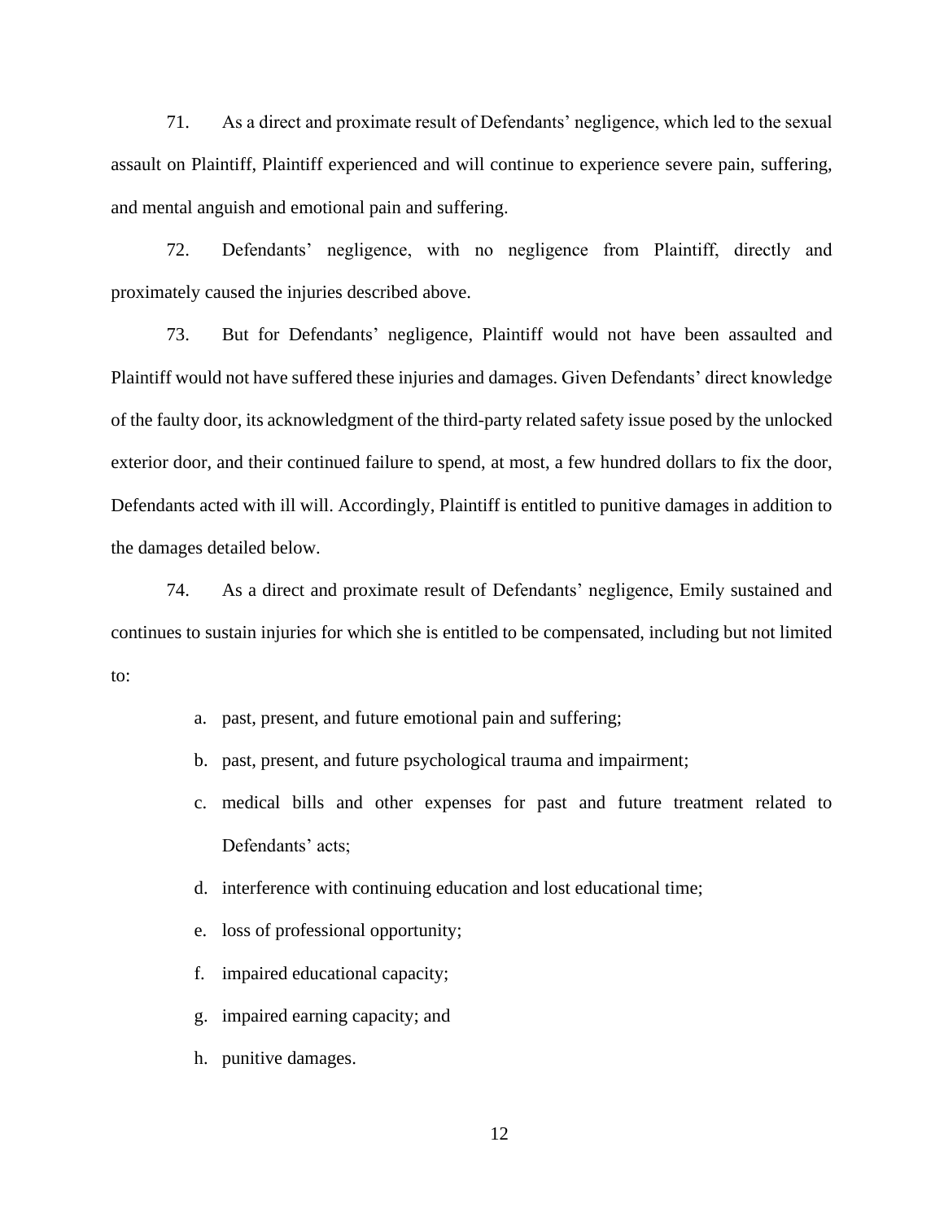71. As a direct and proximate result of Defendants' negligence, which led to the sexual assault on Plaintiff, Plaintiff experienced and will continue to experience severe pain, suffering, and mental anguish and emotional pain and suffering.

72. Defendants' negligence, with no negligence from Plaintiff, directly and proximately caused the injuries described above.

73. But for Defendants' negligence, Plaintiff would not have been assaulted and Plaintiff would not have suffered these injuries and damages. Given Defendants' direct knowledge of the faulty door, its acknowledgment of the third-party related safety issue posed by the unlocked exterior door, and their continued failure to spend, at most, a few hundred dollars to fix the door, Defendants acted with ill will. Accordingly, Plaintiff is entitled to punitive damages in addition to the damages detailed below.

74. As a direct and proximate result of Defendants' negligence, Emily sustained and continues to sustain injuries for which she is entitled to be compensated, including but not limited to:

a. past, present, and future emotional pain and suffering;

b. past, present, and future psychological trauma and impairment;

c. medical bills and other expenses for past and future treatment related to Defendants' acts;

d. interference with continuing education and lost educational time;

e. loss of professional opportunity;

f. impaired educational capacity;

g. impaired earning capacity; and

h. punitive damages.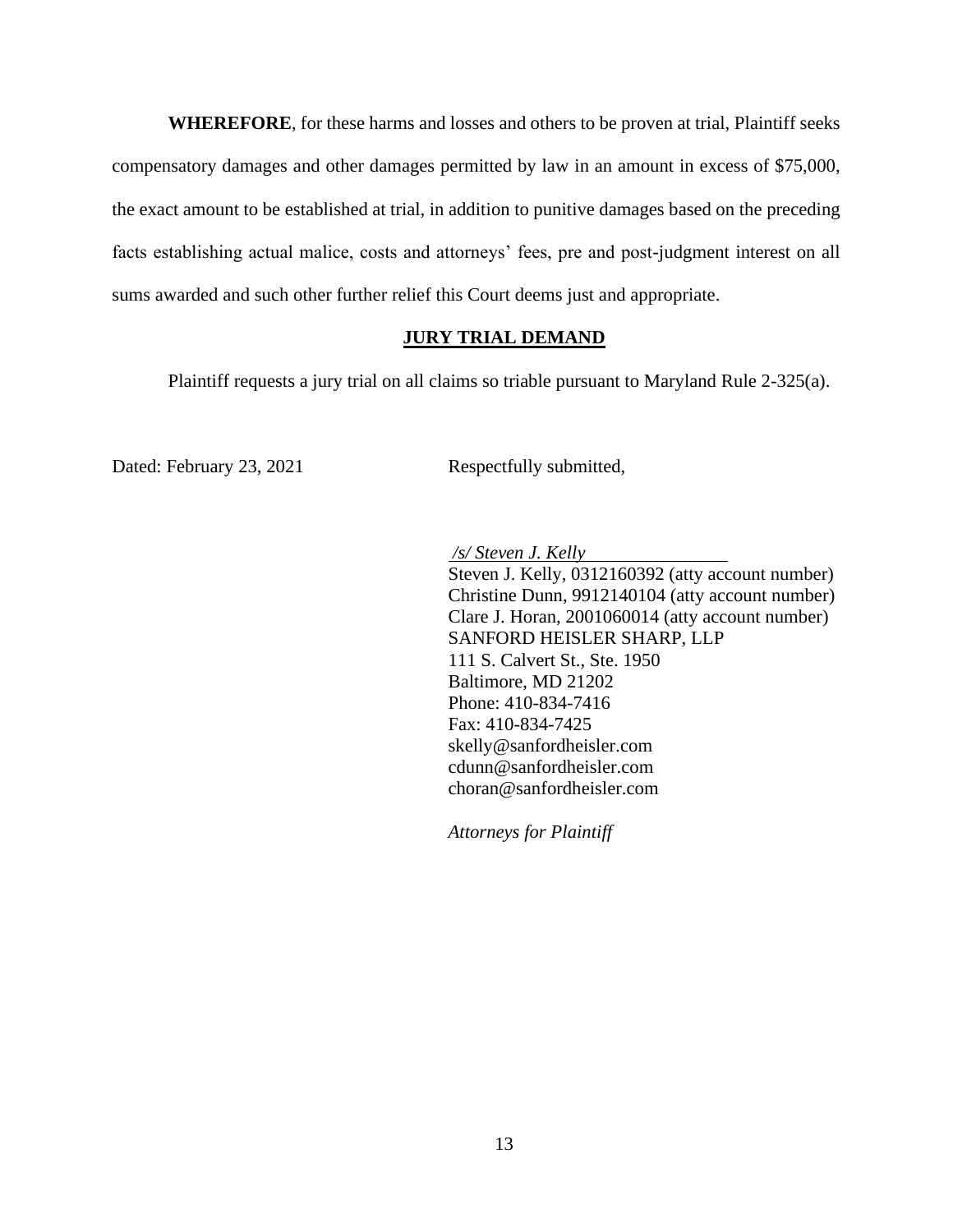**WHEREFORE**, for these harms and losses and others to be proven at trial, Plaintiff seeks compensatory damages and other damages permitted by law in an amount in excess of $75,000, the exact amount to be established at trial, in addition to punitive damages based on the preceding facts establishing actual malice, costs and attorneys' fees, pre and post-judgment interest on all sums awarded and such other further relief this Court deems just and appropriate.

## JURY TRIAL DEMAND

Plaintiff requests a jury trial on all claims so triable pursuant to Maryland Rule 2-325(a).

Dated: February 23, 2021

Respectfully submitted,

*/s/ Steven J. Kelly*
Steven J. Kelly, 0312160392 (atty account number)
Christine Dunn, 9912140104 (atty account number)
Clare J. Horan, 2001060014 (atty account number)
SANFORD HEISLER SHARP, LLP
111 S. Calvert St., Ste. 1950
Baltimore, MD 21202
Phone: 410-834-7416
Fax: 410-834-7425
skelly@sanfordheisler.com
cdunn@sanfordheisler.com
choran@sanfordheisler.com

*Attorneys for Plaintiff*